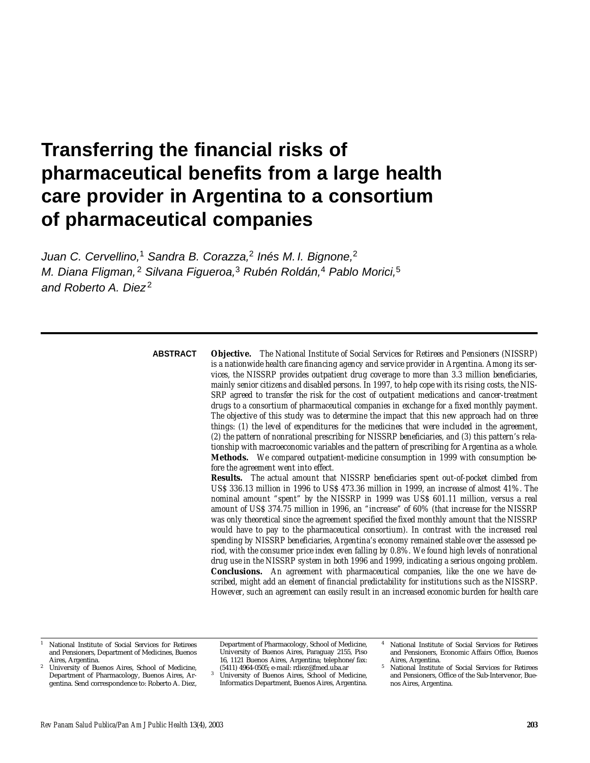# Transferring the financial risks of pharmaceutical benefits from a large health care provider in Argentina to a consortium of pharmaceutical companies

*Juan C. Cervellino,[1] Sandra B. Corazza,[2] Inés M. I. Bignone,[2] M. Diana Fligman,[2] Silvana Figueroa,[3] Rubén Roldán,[4] Pablo Morici,[5] and Roberto A. Diez[2]*

---

**ABSTRACT**

**Objective.** *The National Institute of Social Services for Retirees and Pensioners (NISSRP) is a nationwide health care financing agency and service provider in Argentina. Among its services, the NISSRP provides outpatient drug coverage to more than 3.3 million beneficiaries, mainly senior citizens and disabled persons. In 1997, to help cope with its rising costs, the NISSRP agreed to transfer the risk for the cost of outpatient medications and cancer-treatment drugs to a consortium of pharmaceutical companies in exchange for a fixed monthly payment. The objective of this study was to determine the impact that this new approach had on three things: (1) the level of expenditures for the medicines that were included in the agreement, (2) the pattern of nonrational prescribing for NISSRP beneficiaries, and (3) this pattern's relationship with macroeconomic variables and the pattern of prescribing for Argentina as a whole.*

**Methods.** *We compared outpatient-medicine consumption in 1999 with consumption before the agreement went into effect.*

**Results.** *The actual amount that NISSRP beneficiaries spent out-of-pocket climbed from US$ 336.13 million in 1996 to US$ 473.36 million in 1999, an increase of almost 41%. The nominal amount "spent" by the NISSRP in 1999 was US$ 601.11 million, versus a real amount of US$ 374.75 million in 1996, an "increase" of 60% (that increase for the NISSRP was only theoretical since the agreement specified the fixed monthly amount that the NISSRP would have to pay to the pharmaceutical consortium). In contrast with the increased real spending by NISSRP beneficiaries, Argentina's economy remained stable over the assessed period, with the consumer price index even falling by 0.8%. We found high levels of nonrational drug use in the NISSRP system in both 1996 and 1999, indicating a serious ongoing problem.*

**Conclusions.** *An agreement with pharmaceutical companies, like the one we have described, might add an element of financial predictability for institutions such as the NISSRP. However, such an agreement can easily result in an increased economic burden for health care*

---

[1] National Institute of Social Services for Retirees and Pensioners, Department of Medicines, Buenos Aires, Argentina.

[2] University of Buenos Aires, School of Medicine, Department of Pharmacology, Buenos Aires, Argentina. Send correspondence to: Roberto A. Diez, Department of Pharmacology, School of Medicine, University of Buenos Aires, Paraguay 2155, Piso 16, 1121 Buenos Aires, Argentina; telephone/fax: (5411) 4964-0505; e-mail: rdiez@fmed.uba.ar

[3] University of Buenos Aires, School of Medicine, Informatics Department, Buenos Aires, Argentina.

[4] National Institute of Social Services for Retirees and Pensioners, Economic Affairs Office, Buenos Aires, Argentina.

[5] National Institute of Social Services for Retirees and Pensioners, Office of the Sub-Intervenor, Buenos Aires, Argentina.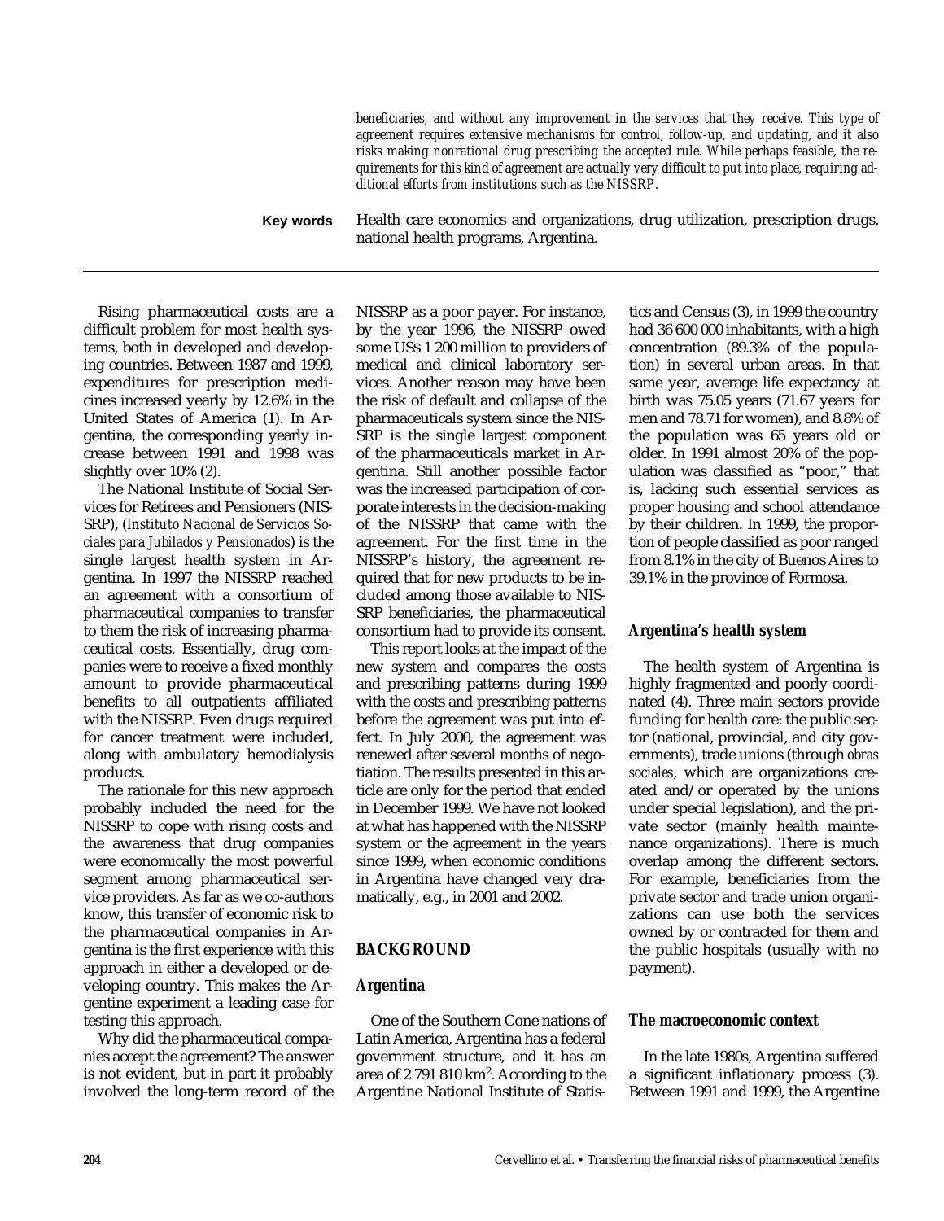*beneficiaries, and without any improvement in the services that they receive. This type of agreement requires extensive mechanisms for control, follow-up, and updating, and it also risks making nonrational drug prescribing the accepted rule. While perhaps feasible, the requirements for this kind of agreement are actually very difficult to put into place, requiring additional efforts from institutions such as the NISSRP.*

**Key words** Health care economics and organizations, drug utilization, prescription drugs, national health programs, Argentina.

---

Rising pharmaceutical costs are a difficult problem for most health systems, both in developed and developing countries. Between 1987 and 1999, expenditures for prescription medicines increased yearly by 12.6% in the United States of America (1). In Argentina, the corresponding yearly increase between 1991 and 1998 was slightly over 10% (2).

The National Institute of Social Services for Retirees and Pensioners (NISSRP), (*Instituto Nacional de Servicios Sociales para Jubilados y Pensionados*) is the single largest health system in Argentina. In 1997 the NISSRP reached an agreement with a consortium of pharmaceutical companies to transfer to them the risk of increasing pharmaceutical costs. Essentially, drug companies were to receive a fixed monthly amount to provide pharmaceutical benefits to all outpatients affiliated with the NISSRP. Even drugs required for cancer treatment were included, along with ambulatory hemodialysis products.

The rationale for this new approach probably included the need for the NISSRP to cope with rising costs and the awareness that drug companies were economically the most powerful segment among pharmaceutical service providers. As far as we co-authors know, this transfer of economic risk to the pharmaceutical companies in Argentina is the first experience with this approach in either a developed or developing country. This makes the Argentine experiment a leading case for testing this approach.

Why did the pharmaceutical companies accept the agreement? The answer is not evident, but in part it probably involved the long-term record of the NISSRP as a poor payer. For instance, by the year 1996, the NISSRP owed some US$ 1 200 million to providers of medical and clinical laboratory services. Another reason may have been the risk of default and collapse of the pharmaceuticals system since the NISSRP is the single largest component of the pharmaceuticals market in Argentina. Still another possible factor was the increased participation of corporate interests in the decision-making of the NISSRP that came with the agreement. For the first time in the NISSRP's history, the agreement required that for new products to be included among those available to NISSRP beneficiaries, the pharmaceutical consortium had to provide its consent.

This report looks at the impact of the new system and compares the costs and prescribing patterns during 1999 with the costs and prescribing patterns before the agreement was put into effect. In July 2000, the agreement was renewed after several months of negotiation. The results presented in this article are only for the period that ended in December 1999. We have not looked at what has happened with the NISSRP system or the agreement in the years since 1999, when economic conditions in Argentina have changed very dramatically, e.g., in 2001 and 2002.

## BACKGROUND

### Argentina

One of the Southern Cone nations of Latin America, Argentina has a federal government structure, and it has an area of 2 791 810 km$^2$. According to the Argentine National Institute of Statistics and Census (3), in 1999 the country had 36 600 000 inhabitants, with a high concentration (89.3% of the population) in several urban areas. In that same year, average life expectancy at birth was 75.05 years (71.67 years for men and 78.71 for women), and 8.8% of the population was 65 years old or older. In 1991 almost 20% of the population was classified as "poor," that is, lacking such essential services as proper housing and school attendance by their children. In 1999, the proportion of people classified as poor ranged from 8.1% in the city of Buenos Aires to 39.1% in the province of Formosa.

### Argentina's health system

The health system of Argentina is highly fragmented and poorly coordinated (4). Three main sectors provide funding for health care: the public sector (national, provincial, and city governments), trade unions (through *obras sociales*, which are organizations created and/or operated by the unions under special legislation), and the private sector (mainly health maintenance organizations). There is much overlap among the different sectors. For example, beneficiaries from the private sector and trade union organizations can use both the services owned by or contracted for them and the public hospitals (usually with no payment).

### The macroeconomic context

In the late 1980s, Argentina suffered a significant inflationary process (3). Between 1991 and 1999, the Argentine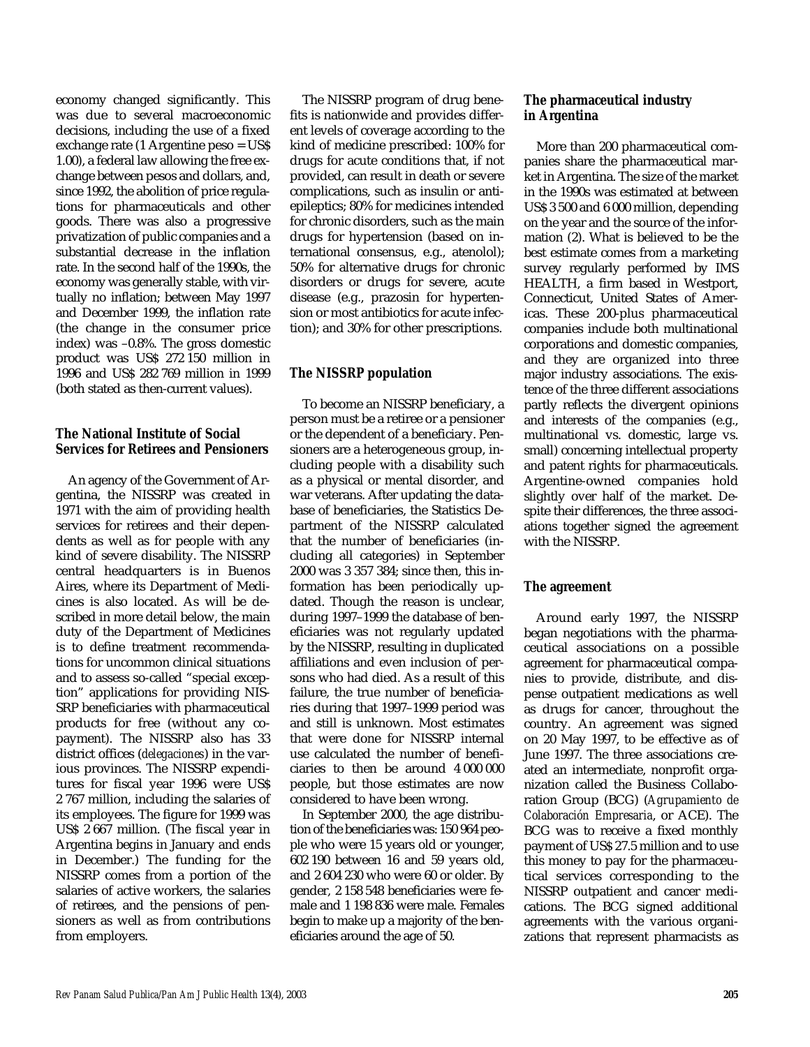economy changed significantly. This was due to several macroeconomic decisions, including the use of a fixed exchange rate (1 Argentine peso = US$ 1.00), a federal law allowing the free exchange between pesos and dollars, and, since 1992, the abolition of price regulations for pharmaceuticals and other goods. There was also a progressive privatization of public companies and a substantial decrease in the inflation rate. In the second half of the 1990s, the economy was generally stable, with virtually no inflation; between May 1997 and December 1999, the inflation rate (the change in the consumer price index) was –0.8%. The gross domestic product was US$ 272 150 million in 1996 and US$ 282 769 million in 1999 (both stated as then-current values).

### The National Institute of Social Services for Retirees and Pensioners

An agency of the Government of Argentina, the NISSRP was created in 1971 with the aim of providing health services for retirees and their dependents as well as for people with any kind of severe disability. The NISSRP central headquarters is in Buenos Aires, where its Department of Medicines is also located. As will be described in more detail below, the main duty of the Department of Medicines is to define treatment recommendations for uncommon clinical situations and to assess so-called "special exception" applications for providing NISSRP beneficiaries with pharmaceutical products for free (without any copayment). The NISSRP also has 33 district offices (*delegaciones*) in the various provinces. The NISSRP expenditures for fiscal year 1996 were US$ 2 767 million, including the salaries of its employees. The figure for 1999 was US$ 2 667 million. (The fiscal year in Argentina begins in January and ends in December.) The funding for the NISSRP comes from a portion of the salaries of active workers, the salaries of retirees, and the pensions of pensioners as well as from contributions from employers.

The NISSRP program of drug benefits is nationwide and provides different levels of coverage according to the kind of medicine prescribed: 100% for drugs for acute conditions that, if not provided, can result in death or severe complications, such as insulin or antiepileptics; 80% for medicines intended for chronic disorders, such as the main drugs for hypertension (based on international consensus, e.g., atenolol); 50% for alternative drugs for chronic disorders or drugs for severe, acute disease (e.g., prazosin for hypertension or most antibiotics for acute infection); and 30% for other prescriptions.

### The NISSRP population

To become an NISSRP beneficiary, a person must be a retiree or a pensioner or the dependent of a beneficiary. Pensioners are a heterogeneous group, including people with a disability such as a physical or mental disorder, and war veterans. After updating the database of beneficiaries, the Statistics Department of the NISSRP calculated that the number of beneficiaries (including all categories) in September 2000 was 3 357 384; since then, this information has been periodically updated. Though the reason is unclear, during 1997–1999 the database of beneficiaries was not regularly updated by the NISSRP, resulting in duplicated affiliations and even inclusion of persons who had died. As a result of this failure, the true number of beneficiaries during that 1997–1999 period was and still is unknown. Most estimates that were done for NISSRP internal use calculated the number of beneficiaries to then be around 4 000 000 people, but those estimates are now considered to have been wrong.

In September 2000, the age distribution of the beneficiaries was: 150 964 people who were 15 years old or younger, 602 190 between 16 and 59 years old, and 2 604 230 who were 60 or older. By gender, 2 158 548 beneficiaries were female and 1 198 836 were male. Females begin to make up a majority of the beneficiaries around the age of 50.

### The pharmaceutical industry in Argentina

More than 200 pharmaceutical companies share the pharmaceutical market in Argentina. The size of the market in the 1990s was estimated at between US$ 3 500 and 6 000 million, depending on the year and the source of the information (2). What is believed to be the best estimate comes from a marketing survey regularly performed by IMS HEALTH, a firm based in Westport, Connecticut, United States of Americas. These 200-plus pharmaceutical companies include both multinational corporations and domestic companies, and they are organized into three major industry associations. The existence of the three different associations partly reflects the divergent opinions and interests of the companies (e.g., multinational vs. domestic, large vs. small) concerning intellectual property and patent rights for pharmaceuticals. Argentine-owned companies hold slightly over half of the market. Despite their differences, the three associations together signed the agreement with the NISSRP.

### The agreement

Around early 1997, the NISSRP began negotiations with the pharmaceutical associations on a possible agreement for pharmaceutical companies to provide, distribute, and dispense outpatient medications as well as drugs for cancer, throughout the country. An agreement was signed on 20 May 1997, to be effective as of June 1997. The three associations created an intermediate, nonprofit organization called the Business Collaboration Group (BCG) (*Agrupamiento de Colaboración Empresaria*, or ACE). The BCG was to receive a fixed monthly payment of US$ 27.5 million and to use this money to pay for the pharmaceutical services corresponding to the NISSRP outpatient and cancer medications. The BCG signed additional agreements with the various organizations that represent pharmacists as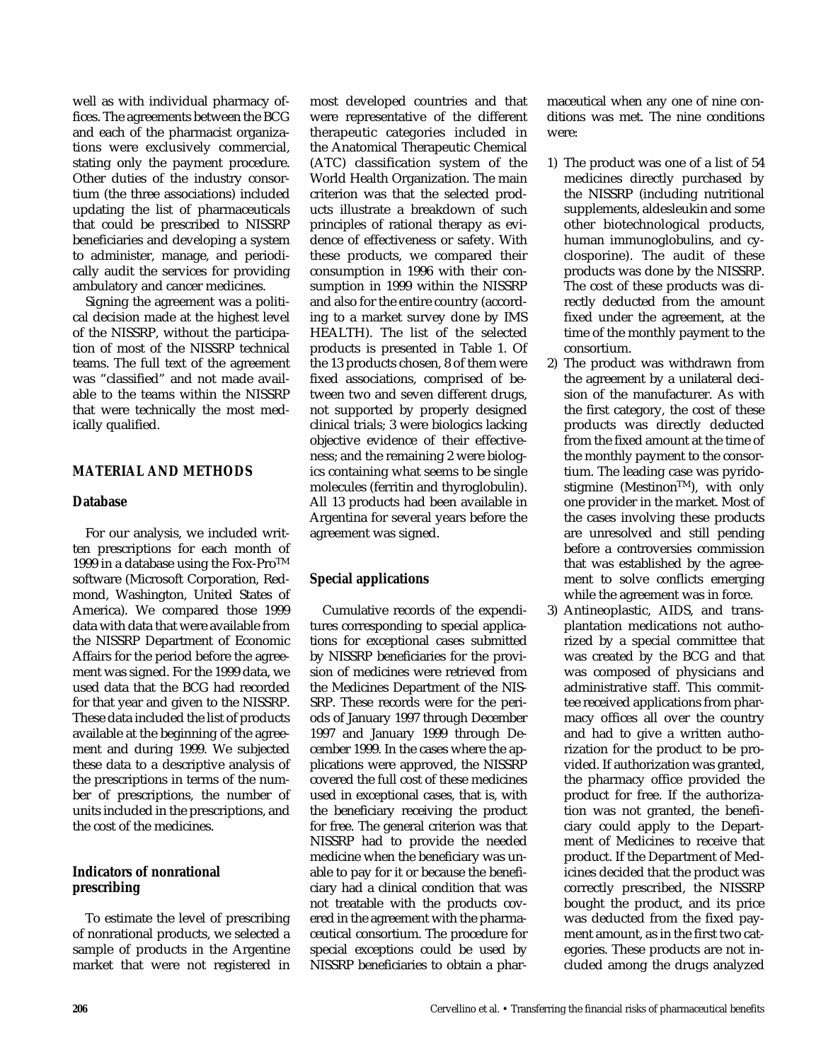well as with individual pharmacy offices. The agreements between the BCG and each of the pharmacist organizations were exclusively commercial, stating only the payment procedure. Other duties of the industry consortium (the three associations) included updating the list of pharmaceuticals that could be prescribed to NISSRP beneficiaries and developing a system to administer, manage, and periodically audit the services for providing ambulatory and cancer medicines.

Signing the agreement was a political decision made at the highest level of the NISSRP, without the participation of most of the NISSRP technical teams. The full text of the agreement was "classified" and not made available to the teams within the NISSRP that were technically the most medically qualified.

## MATERIAL AND METHODS

### Database

For our analysis, we included written prescriptions for each month of 1999 in a database using the Fox-Pro™ software (Microsoft Corporation, Redmond, Washington, United States of America). We compared those 1999 data with data that were available from the NISSRP Department of Economic Affairs for the period before the agreement was signed. For the 1999 data, we used data that the BCG had recorded for that year and given to the NISSRP. These data included the list of products available at the beginning of the agreement and during 1999. We subjected these data to a descriptive analysis of the prescriptions in terms of the number of prescriptions, the number of units included in the prescriptions, and the cost of the medicines.

### Indicators of nonrational prescribing

To estimate the level of prescribing of nonrational products, we selected a sample of products in the Argentine market that were not registered in most developed countries and that were representative of the different therapeutic categories included in the Anatomical Therapeutic Chemical (ATC) classification system of the World Health Organization. The main criterion was that the selected products illustrate a breakdown of such principles of rational therapy as evidence of effectiveness or safety. With these products, we compared their consumption in 1996 with their consumption in 1999 within the NISSRP and also for the entire country (according to a market survey done by IMS HEALTH). The list of the selected products is presented in Table 1. Of the 13 products chosen, 8 of them were fixed associations, comprised of between two and seven different drugs, not supported by properly designed clinical trials; 3 were biologics lacking objective evidence of their effectiveness; and the remaining 2 were biologics containing what seems to be single molecules (ferritin and thyroglobulin). All 13 products had been available in Argentina for several years before the agreement was signed.

### Special applications

Cumulative records of the expenditures corresponding to special applications for exceptional cases submitted by NISSRP beneficiaries for the provision of medicines were retrieved from the Medicines Department of the NISSRP. These records were for the periods of January 1997 through December 1997 and January 1999 through December 1999. In the cases where the applications were approved, the NISSRP covered the full cost of these medicines used in exceptional cases, that is, with the beneficiary receiving the product for free. The general criterion was that NISSRP had to provide the needed medicine when the beneficiary was unable to pay for it or because the beneficiary had a clinical condition that was not treatable with the products covered in the agreement with the pharmaceutical consortium. The procedure for special exceptions could be used by NISSRP beneficiaries to obtain a pharmaceutical when any one of nine conditions was met. The nine conditions were:

1) The product was one of a list of 54 medicines directly purchased by the NISSRP (including nutritional supplements, aldesleukin and some other biotechnological products, human immunoglobulins, and cyclosporine). The audit of these products was done by the NISSRP. The cost of these products was directly deducted from the amount fixed under the agreement, at the time of the monthly payment to the consortium.
2) The product was withdrawn from the agreement by a unilateral decision of the manufacturer. As with the first category, the cost of these products was directly deducted from the fixed amount at the time of the monthly payment to the consortium. The leading case was pyridostigmine (Mestinon™), with only one provider in the market. Most of the cases involving these products are unresolved and still pending before a controversies commission that was established by the agreement to solve conflicts emerging while the agreement was in force.
3) Antineoplastic, AIDS, and transplantation medications not authorized by a special committee that was created by the BCG and that was composed of physicians and administrative staff. This committee received applications from pharmacy offices all over the country and had to give a written authorization for the product to be provided. If authorization was granted, the pharmacy office provided the product for free. If the authorization was not granted, the beneficiary could apply to the Department of Medicines to receive that product. If the Department of Medicines decided that the product was correctly prescribed, the NISSRP bought the product, and its price was deducted from the fixed payment amount, as in the first two categories. These products are not included among the drugs analyzed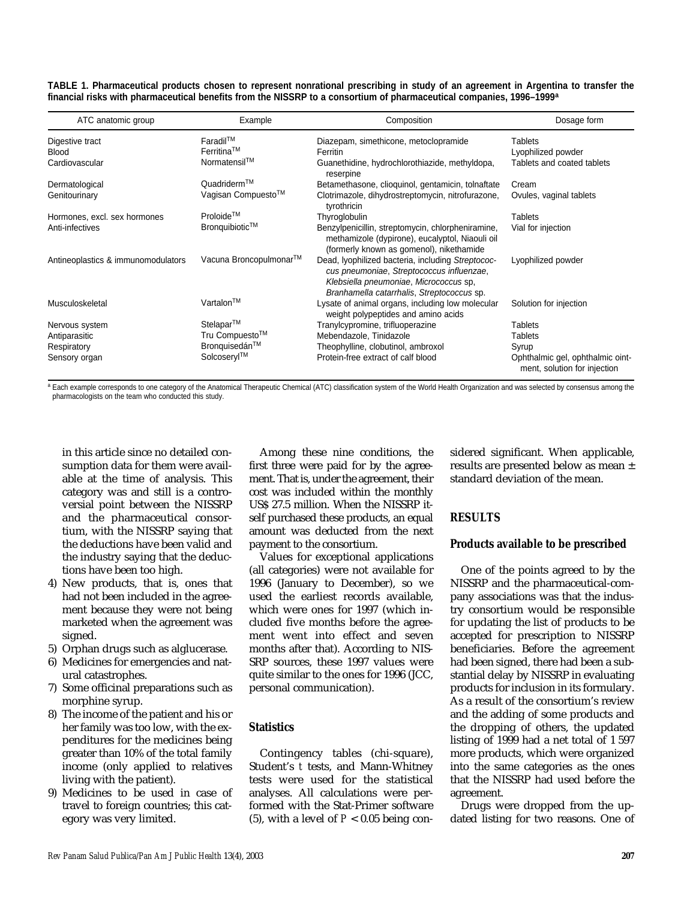**TABLE 1. Pharmaceutical products chosen to represent nonrational prescribing in study of an agreement in Argentina to transfer the financial risks with pharmaceutical benefits from the NISSRP to a consortium of pharmaceutical companies, 1996–1999[a]**

| ATC anatomic group | Example | Composition | Dosage form |
|---|---|---|---|
| Digestive tract | Faradil™ | Diazepam, simethicone, metoclopramide | Tablets |
| Blood | Ferritina™ | Ferritin | Lyophilized powder |
| Cardiovascular | Normatensil™ | Guanethidine, hydrochlorothiazide, methyldopa, reserpine | Tablets and coated tablets |
| Dermatological | Quadriderm™ | Betamethasone, clioquinol, gentamicin, tolnaftate | Cream |
| Genitourinary | Vagisan Compuesto™ | Clotrimazole, dihydrostreptomycin, nitrofurazone, tyrothricin | Ovules, vaginal tablets |
| Hormones, excl. sex hormones | Proloide™ | Thyroglobulin | Tablets |
| Anti-infectives | Bronquibiotic™ | Benzylpenicillin, streptomycin, chlorpheniramine, methamizole (dypirone), eucalyptol, Niaouli oil (formerly known as gomenol), nikethamide | Vial for injection |
| Antineoplastics & immunomodulators | Vacuna Broncopulmonar™ | Dead, lyophilized bacteria, including *Streptococcus pneumoniae*, *Streptococcus influenzae*, *Klebsiella pneumoniae*, *Micrococcus* sp, *Branhamella catarrhalis*, *Streptococcus* sp. | Lyophilized powder |
| Musculoskeletal | Vartalon™ | Lysate of animal organs, including low molecular weight polypeptides and amino acids | Solution for injection |
| Nervous system | Stelapar™ | Tranylcypromine, trifluoperazine | Tablets |
| Antiparasitic | Tru Compuesto™ | Mebendazole, Tinidazole | Tablets |
| Respiratory | Bronquisedán™ | Theophylline, clobutinol, ambroxol | Syrup |
| Sensory organ | Solcoseryl™ | Protein-free extract of calf blood | Ophthalmic gel, ophthalmic ointment, solution for injection |

[a] Each example corresponds to one category of the Anatomical Therapeutic Chemical (ATC) classification system of the World Health Organization and was selected by consensus among the pharmacologists on the team who conducted this study.

in this article since no detailed consumption data for them were available at the time of analysis. This category was and still is a controversial point between the NISSRP and the pharmaceutical consortium, with the NISSRP saying that the deductions have been valid and the industry saying that the deductions have been too high.

4) New products, that is, ones that had not been included in the agreement because they were not being marketed when the agreement was signed.
5) Orphan drugs such as alglucerase.
6) Medicines for emergencies and natural catastrophes.
7) Some officinal preparations such as morphine syrup.
8) The income of the patient and his or her family was too low, with the expenditures for the medicines being greater than 10% of the total family income (only applied to relatives living with the patient).
9) Medicines to be used in case of travel to foreign countries; this category was very limited.

Among these nine conditions, the first three were paid for by the agreement. That is, under the agreement, their cost was included within the monthly US$ 27.5 million. When the NISSRP itself purchased these products, an equal amount was deducted from the next payment to the consortium.

Values for exceptional applications (all categories) were not available for 1996 (January to December), so we used the earliest records available, which were ones for 1997 (which included five months before the agreement went into effect and seven months after that). According to NISSRP sources, these 1997 values were quite similar to the ones for 1996 (JCC, personal communication).

### Statistics

Contingency tables (chi-square), Student's *t* tests, and Mann-Whitney tests were used for the statistical analyses. All calculations were performed with the Stat-Primer software (5), with a level of $P < 0.05$ being considered significant. When applicable, results are presented below as mean ± standard deviation of the mean.

## RESULTS

### Products available to be prescribed

One of the points agreed to by the NISSRP and the pharmaceutical-company associations was that the industry consortium would be responsible for updating the list of products to be accepted for prescription to NISSRP beneficiaries. Before the agreement had been signed, there had been a substantial delay by NISSRP in evaluating products for inclusion in its formulary. As a result of the consortium's review and the adding of some products and the dropping of others, the updated listing of 1999 had a net total of 1 597 more products, which were organized into the same categories as the ones that the NISSRP had used before the agreement.

Drugs were dropped from the updated listing for two reasons. One of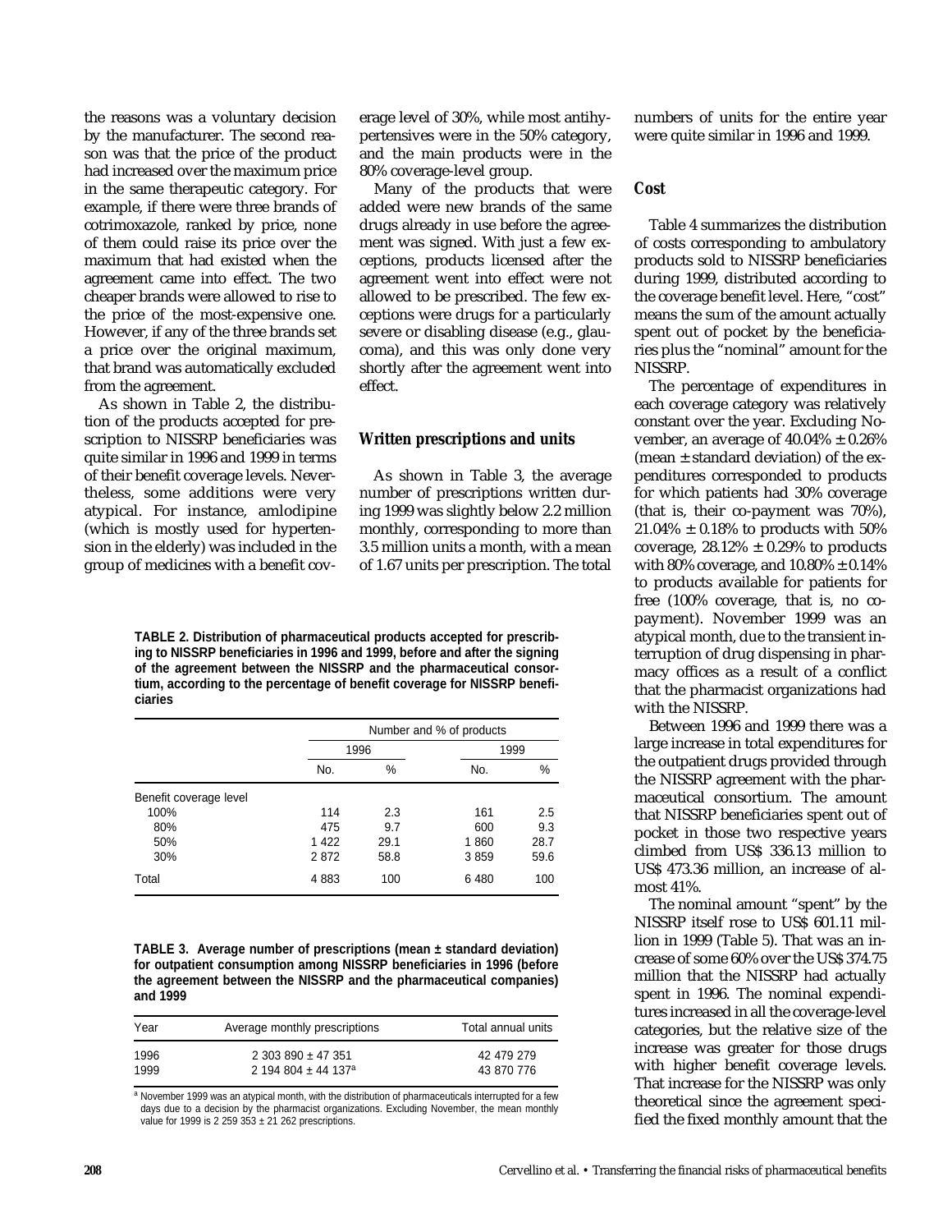the reasons was a voluntary decision by the manufacturer. The second reason was that the price of the product had increased over the maximum price in the same therapeutic category. For example, if there were three brands of cotrimoxazole, ranked by price, none of them could raise its price over the maximum that had existed when the agreement came into effect. The two cheaper brands were allowed to rise to the price of the most-expensive one. However, if any of the three brands set a price over the original maximum, that brand was automatically excluded from the agreement.

As shown in Table 2, the distribution of the products accepted for prescription to NISSRP beneficiaries was quite similar in 1996 and 1999 in terms of their benefit coverage levels. Nevertheless, some additions were very atypical. For instance, amlodipine (which is mostly used for hypertension in the elderly) was included in the group of medicines with a benefit coverage level of 30%, while most antihypertensives were in the 50% category, and the main products were in the 80% coverage-level group.

Many of the products that were added were new brands of the same drugs already in use before the agreement was signed. With just a few exceptions, products licensed after the agreement went into effect were not allowed to be prescribed. The few exceptions were drugs for a particularly severe or disabling disease (e.g., glaucoma), and this was only done very shortly after the agreement went into effect.

### Written prescriptions and units

As shown in Table 3, the average number of prescriptions written during 1999 was slightly below 2.2 million monthly, corresponding to more than 3.5 million units a month, with a mean of 1.67 units per prescription. The total numbers of units for the entire year were quite similar in 1996 and 1999.

**TABLE 2. Distribution of pharmaceutical products accepted for prescribing to NISSRP beneficiaries in 1996 and 1999, before and after the signing of the agreement between the NISSRP and the pharmaceutical consortium, according to the percentage of benefit coverage for NISSRP beneficiaries**

| | Number and % of products | | | |
|---|---|---|---|---|
| | 1996 | | 1999 | |
| | No. | % | No. | % |
| Benefit coverage level | | | | |
| 100% | 114 | 2.3 | 161 | 2.5 |
| 80% | 475 | 9.7 | 600 | 9.3 |
| 50% | 1 422 | 29.1 | 1 860 | 28.7 |
| 30% | 2 872 | 58.8 | 3 859 | 59.6 |
| Total | 4 883 | 100 | 6 480 | 100 |

**TABLE 3. Average number of prescriptions (mean ± standard deviation) for outpatient consumption among NISSRP beneficiaries in 1996 (before the agreement between the NISSRP and the pharmaceutical companies) and 1999**

| Year | Average monthly prescriptions | Total annual units |
|---|---|---|
| 1996 | 2 303 890 ± 47 351 | 42 479 279 |
| 1999 | 2 194 804 ± 44 137[a] | 43 870 776 |

[a] November 1999 was an atypical month, with the distribution of pharmaceuticals interrupted for a few days due to a decision by the pharmacist organizations. Excluding November, the mean monthly value for 1999 is 2 259 353 ± 21 262 prescriptions.

### Cost

Table 4 summarizes the distribution of costs corresponding to ambulatory products sold to NISSRP beneficiaries during 1999, distributed according to the coverage benefit level. Here, "cost" means the sum of the amount actually spent out of pocket by the beneficiaries plus the "nominal" amount for the NISSRP.

The percentage of expenditures in each coverage category was relatively constant over the year. Excluding November, an average of 40.04% ± 0.26% (mean ± standard deviation) of the expenditures corresponded to products for which patients had 30% coverage (that is, their co-payment was 70%), 21.04% ± 0.18% to products with 50% coverage, 28.12% ± 0.29% to products with 80% coverage, and 10.80% ± 0.14% to products available for patients for free (100% coverage, that is, no co-payment). November 1999 was an atypical month, due to the transient interruption of drug dispensing in pharmacy offices as a result of a conflict that the pharmacist organizations had with the NISSRP.

Between 1996 and 1999 there was a large increase in total expenditures for the outpatient drugs provided through the NISSRP agreement with the pharmaceutical consortium. The amount that NISSRP beneficiaries spent out of pocket in those two respective years climbed from US$ 336.13 million to US$ 473.36 million, an increase of almost 41%.

The nominal amount "spent" by the NISSRP itself rose to US$ 601.11 million in 1999 (Table 5). That was an increase of some 60% over the US$ 374.75 million that the NISSRP had actually spent in 1996. The nominal expenditures increased in all the coverage-level categories, but the relative size of the increase was greater for those drugs with higher benefit coverage levels. That increase for the NISSRP was only theoretical since the agreement specified the fixed monthly amount that the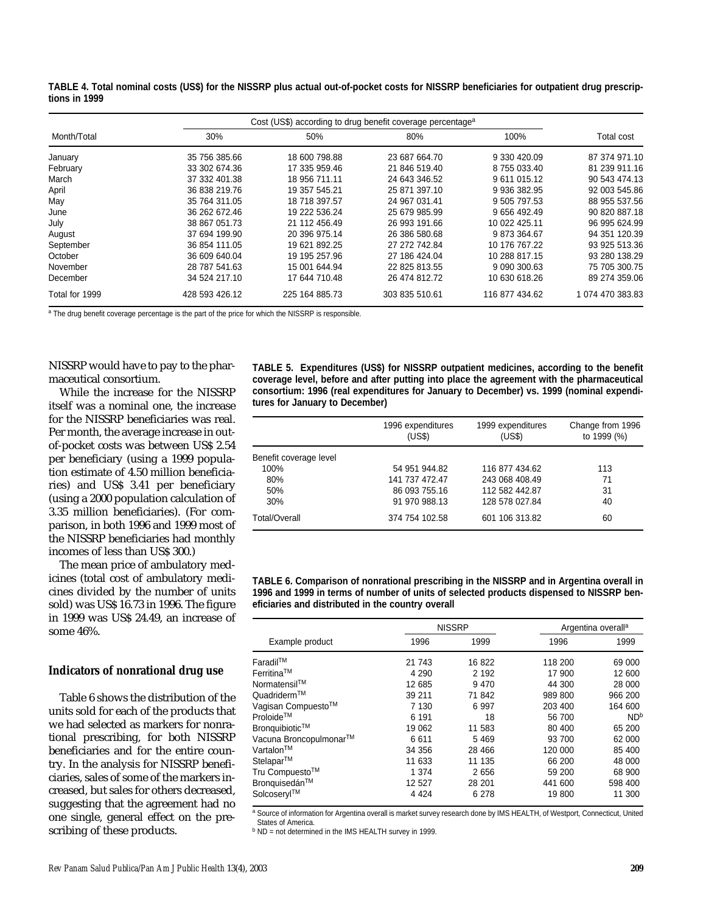**TABLE 4. Total nominal costs (US$) for the NISSRP plus actual out-of-pocket costs for NISSRP beneficiaries for outpatient drug prescriptions in 1999**

| Month/Total | Cost (US$) according to drug benefit coverage percentage[a] | | | | Total cost |
|---|---|---|---|---|---|
| | 30% | 50% | 80% | 100% | |
| January | 35 756 385.66 | 18 600 798.88 | 23 687 664.70 | 9 330 420.09 | 87 374 971.10 |
| February | 33 302 674.36 | 17 335 959.46 | 21 846 519.40 | 8 755 033.40 | 81 239 911.16 |
| March | 37 332 401.38 | 18 956 711.11 | 24 643 346.52 | 9 611 015.12 | 90 543 474.13 |
| April | 36 838 219.76 | 19 357 545.21 | 25 871 397.10 | 9 936 382.95 | 92 003 545.86 |
| May | 35 764 311.05 | 18 718 397.57 | 24 967 031.41 | 9 505 797.53 | 88 955 537.56 |
| June | 36 262 672.46 | 19 222 536.24 | 25 679 985.99 | 9 656 492.49 | 90 820 887.18 |
| July | 38 867 051.73 | 21 112 456.49 | 26 993 191.66 | 10 022 425.11 | 96 995 624.99 |
| August | 37 694 199.90 | 20 396 975.14 | 26 386 580.68 | 9 873 364.67 | 94 351 120.39 |
| September | 36 854 111.05 | 19 621 892.25 | 27 272 742.84 | 10 176 767.22 | 93 925 513.36 |
| October | 36 609 640.04 | 19 195 257.96 | 27 186 424.04 | 10 288 817.15 | 93 280 138.29 |
| November | 28 787 541.63 | 15 001 644.94 | 22 825 813.55 | 9 090 300.63 | 75 705 300.75 |
| December | 34 524 217.10 | 17 644 710.48 | 26 474 812.72 | 10 630 618.26 | 89 274 359.06 |
| Total for 1999 | 428 593 426.12 | 225 164 885.73 | 303 835 510.61 | 116 877 434.62 | 1 074 470 383.83 |

[a] The drug benefit coverage percentage is the part of the price for which the NISSRP is responsible.

NISSRP would have to pay to the pharmaceutical consortium.

While the increase for the NISSRP itself was a nominal one, the increase for the NISSRP beneficiaries was real. Per month, the average increase in out-of-pocket costs was between US$ 2.54 per beneficiary (using a 1999 population estimate of 4.50 million beneficiaries) and US$ 3.41 per beneficiary (using a 2000 population calculation of 3.35 million beneficiaries). (For comparison, in both 1996 and 1999 most of the NISSRP beneficiaries had monthly incomes of less than US$ 300.)

The mean price of ambulatory medicines (total cost of ambulatory medicines divided by the number of units sold) was US$ 16.73 in 1996. The figure in 1999 was US$ 24.49, an increase of some 46%.

### Indicators of nonrational drug use

Table 6 shows the distribution of the units sold for each of the products that we had selected as markers for nonrational prescribing, for both NISSRP beneficiaries and for the entire country. In the analysis for NISSRP beneficiaries, sales of some of the markers increased, but sales for others decreased, suggesting that the agreement had no one single, general effect on the prescribing of these products.

**TABLE 5. Expenditures (US$) for NISSRP outpatient medicines, according to the benefit coverage level, before and after putting into place the agreement with the pharmaceutical consortium: 1996 (real expenditures for January to December) vs. 1999 (nominal expenditures for January to December)**

| | 1996 expenditures (US$) | 1999 expenditures (US$) | Change from 1996 to 1999 (%) |
|---|---|---|---|
| Benefit coverage level | | | |
| 100% | 54 951 944.82 | 116 877 434.62 | 113 |
| 80% | 141 737 472.47 | 243 068 408.49 | 71 |
| 50% | 86 093 755.16 | 112 582 442.87 | 31 |
| 30% | 91 970 988.13 | 128 578 027.84 | 40 |
| Total/Overall | 374 754 102.58 | 601 106 313.82 | 60 |

**TABLE 6. Comparison of nonrational prescribing in the NISSRP and in Argentina overall in 1996 and 1999 in terms of number of units of selected products dispensed to NISSRP beneficiaries and distributed in the country overall**

| Example product | NISSRP | | Argentina overall[a] | |
|---|---|---|---|---|
| | 1996 | 1999 | 1996 | 1999 |
| Faradil™ | 21 743 | 16 822 | 118 200 | 69 000 |
| Ferritina™ | 4 290 | 2 192 | 17 900 | 12 600 |
| Normatensil™ | 12 685 | 9 470 | 44 300 | 28 000 |
| Quadriderm™ | 39 211 | 71 842 | 989 800 | 966 200 |
| Vagisan Compuesto™ | 7 130 | 6 997 | 203 400 | 164 600 |
| Proloide™ | 6 191 | 18 | 56 700 | ND[b] |
| Bronquibiotic™ | 19 062 | 11 583 | 80 400 | 65 200 |
| Vacuna Broncopulmonar™ | 6 611 | 5 469 | 93 700 | 62 000 |
| Vartalon™ | 34 356 | 28 466 | 120 000 | 85 400 |
| Stelapar™ | 11 633 | 11 135 | 66 200 | 48 000 |
| Tru Compuesto™ | 1 374 | 2 656 | 59 200 | 68 900 |
| Bronquisedán™ | 12 527 | 28 201 | 441 600 | 598 400 |
| Solcoseryl™ | 4 424 | 6 278 | 19 800 | 11 300 |

[a] Source of information for Argentina overall is market survey research done by IMS HEALTH, of Westport, Connecticut, United States of America.
[b] ND = not determined in the IMS HEALTH survey in 1999.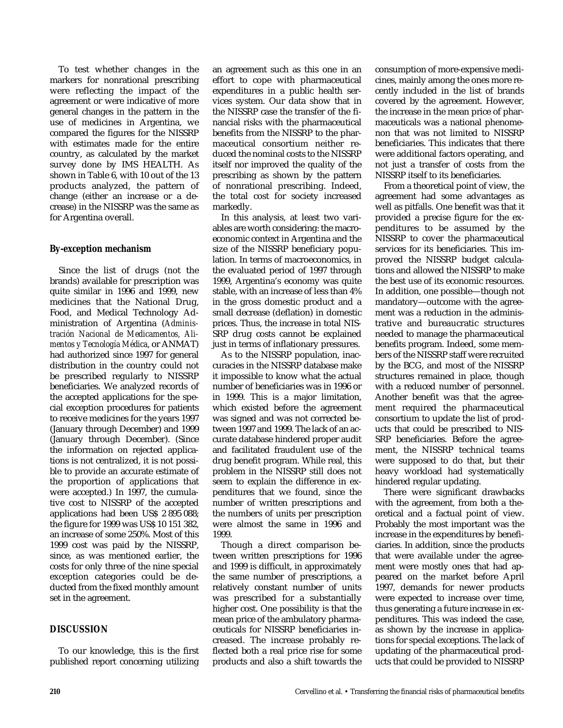To test whether changes in the markers for nonrational prescribing were reflecting the impact of the agreement or were indicative of more general changes in the pattern in the use of medicines in Argentina, we compared the figures for the NISSRP with estimates made for the entire country, as calculated by the market survey done by IMS HEALTH. As shown in Table 6, with 10 out of the 13 products analyzed, the pattern of change (either an increase or a decrease) in the NISSRP was the same as for Argentina overall.

### By-exception mechanism

Since the list of drugs (not the brands) available for prescription was quite similar in 1996 and 1999, new medicines that the National Drug, Food, and Medical Technology Administration of Argentina (*Administración Nacional de Medicamentos, Alimentos y Tecnología Médica*, or ANMAT) had authorized since 1997 for general distribution in the country could not be prescribed regularly to NISSRP beneficiaries. We analyzed records of the accepted applications for the special exception procedures for patients to receive medicines for the years 1997 (January through December) and 1999 (January through December). (Since the information on rejected applications is not centralized, it is not possible to provide an accurate estimate of the proportion of applications that were accepted.) In 1997, the cumulative cost to NISSRP of the accepted applications had been US$ 2 895 088; the figure for 1999 was US$ 10 151 382, an increase of some 250%. Most of this 1999 cost was paid by the NISSRP, since, as was mentioned earlier, the costs for only three of the nine special exception categories could be deducted from the fixed monthly amount set in the agreement.

## DISCUSSION

To our knowledge, this is the first published report concerning utilizing an agreement such as this one in an effort to cope with pharmaceutical expenditures in a public health services system. Our data show that in the NISSRP case the transfer of the financial risks with the pharmaceutical benefits from the NISSRP to the pharmaceutical consortium neither reduced the nominal costs to the NISSRP itself nor improved the quality of the prescribing as shown by the pattern of nonrational prescribing. Indeed, the total cost for society increased markedly.

In this analysis, at least two variables are worth considering: the macroeconomic context in Argentina and the size of the NISSRP beneficiary population. In terms of macroeconomics, in the evaluated period of 1997 through 1999, Argentina's economy was quite stable, with an increase of less than 4% in the gross domestic product and a small decrease (deflation) in domestic prices. Thus, the increase in total NISSRP drug costs cannot be explained just in terms of inflationary pressures.

As to the NISSRP population, inaccuracies in the NISSRP database make it impossible to know what the actual number of beneficiaries was in 1996 or in 1999. This is a major limitation, which existed before the agreement was signed and was not corrected between 1997 and 1999. The lack of an accurate database hindered proper audit and facilitated fraudulent use of the drug benefit program. While real, this problem in the NISSRP still does not seem to explain the difference in expenditures that we found, since the number of written prescriptions and the numbers of units per prescription were almost the same in 1996 and 1999.

Though a direct comparison between written prescriptions for 1996 and 1999 is difficult, in approximately the same number of prescriptions, a relatively constant number of units was prescribed for a substantially higher cost. One possibility is that the mean price of the ambulatory pharmaceuticals for NISSRP beneficiaries increased. The increase probably reflected both a real price rise for some products and also a shift towards the consumption of more-expensive medicines, mainly among the ones more recently included in the list of brands covered by the agreement. However, the increase in the mean price of pharmaceuticals was a national phenomenon that was not limited to NISSRP beneficiaries. This indicates that there were additional factors operating, and not just a transfer of costs from the NISSRP itself to its beneficiaries.

From a theoretical point of view, the agreement had some advantages as well as pitfalls. One benefit was that it provided a precise figure for the expenditures to be assumed by the NISSRP to cover the pharmaceutical services for its beneficiaries. This improved the NISSRP budget calculations and allowed the NISSRP to make the best use of its economic resources. In addition, one possible—though not mandatory—outcome with the agreement was a reduction in the administrative and bureaucratic structures needed to manage the pharmaceutical benefits program. Indeed, some members of the NISSRP staff were recruited by the BCG, and most of the NISSRP structures remained in place, though with a reduced number of personnel. Another benefit was that the agreement required the pharmaceutical consortium to update the list of products that could be prescribed to NISSRP beneficiaries. Before the agreement, the NISSRP technical teams were supposed to do that, but their heavy workload had systematically hindered regular updating.

There were significant drawbacks with the agreement, from both a theoretical and a factual point of view. Probably the most important was the increase in the expenditures by beneficiaries. In addition, since the products that were available under the agreement were mostly ones that had appeared on the market before April 1997, demands for newer products were expected to increase over time, thus generating a future increase in expenditures. This was indeed the case, as shown by the increase in applications for special exceptions. The lack of updating of the pharmaceutical products that could be provided to NISSRP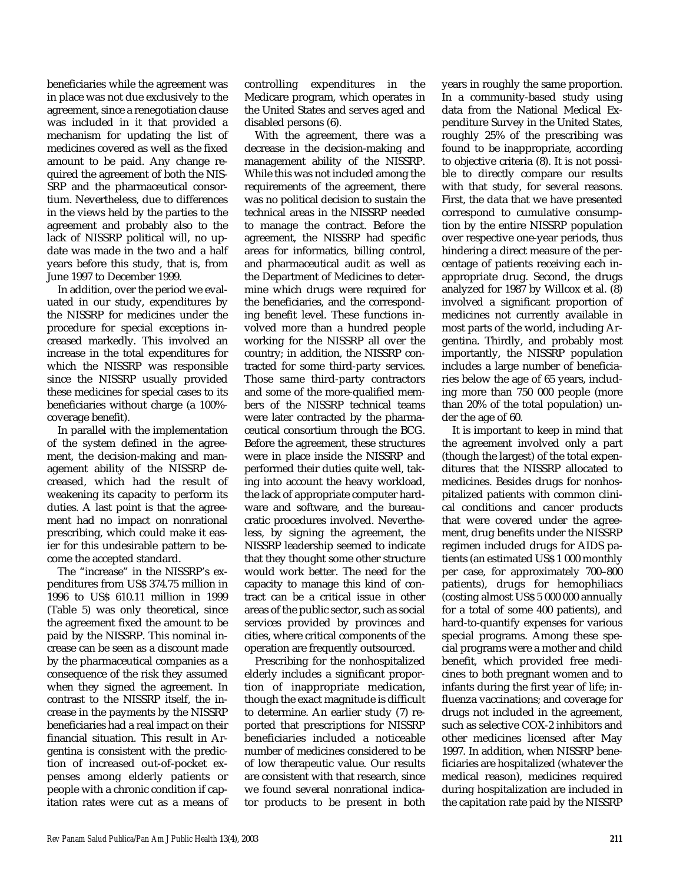beneficiaries while the agreement was in place was not due exclusively to the agreement, since a renegotiation clause was included in it that provided a mechanism for updating the list of medicines covered as well as the fixed amount to be paid. Any change required the agreement of both the NISSRP and the pharmaceutical consortium. Nevertheless, due to differences in the views held by the parties to the agreement and probably also to the lack of NISSRP political will, no update was made in the two and a half years before this study, that is, from June 1997 to December 1999.

In addition, over the period we evaluated in our study, expenditures by the NISSRP for medicines under the procedure for special exceptions increased markedly. This involved an increase in the total expenditures for which the NISSRP was responsible since the NISSRP usually provided these medicines for special cases to its beneficiaries without charge (a 100%-coverage benefit).

In parallel with the implementation of the system defined in the agreement, the decision-making and management ability of the NISSRP decreased, which had the result of weakening its capacity to perform its duties. A last point is that the agreement had no impact on nonrational prescribing, which could make it easier for this undesirable pattern to become the accepted standard.

The "increase" in the NISSRP's expenditures from US$ 374.75 million in 1996 to US$ 610.11 million in 1999 (Table 5) was only theoretical, since the agreement fixed the amount to be paid by the NISSRP. This nominal increase can be seen as a discount made by the pharmaceutical companies as a consequence of the risk they assumed when they signed the agreement. In contrast to the NISSRP itself, the increase in the payments by the NISSRP beneficiaries had a real impact on their financial situation. This result in Argentina is consistent with the prediction of increased out-of-pocket expenses among elderly patients or people with a chronic condition if capitation rates were cut as a means of controlling expenditures in the Medicare program, which operates in the United States and serves aged and disabled persons (6).

With the agreement, there was a decrease in the decision-making and management ability of the NISSRP. While this was not included among the requirements of the agreement, there was no political decision to sustain the technical areas in the NISSRP needed to manage the contract. Before the agreement, the NISSRP had specific areas for informatics, billing control, and pharmaceutical audit as well as the Department of Medicines to determine which drugs were required for the beneficiaries, and the corresponding benefit level. These functions involved more than a hundred people working for the NISSRP all over the country; in addition, the NISSRP contracted for some third-party services. Those same third-party contractors and some of the more-qualified members of the NISSRP technical teams were later contracted by the pharmaceutical consortium through the BCG. Before the agreement, these structures were in place inside the NISSRP and performed their duties quite well, taking into account the heavy workload, the lack of appropriate computer hardware and software, and the bureaucratic procedures involved. Nevertheless, by signing the agreement, the NISSRP leadership seemed to indicate that they thought some other structure would work better. The need for the capacity to manage this kind of contract can be a critical issue in other areas of the public sector, such as social services provided by provinces and cities, where critical components of the operation are frequently outsourced.

Prescribing for the nonhospitalized elderly includes a significant proportion of inappropriate medication, though the exact magnitude is difficult to determine. An earlier study (7) reported that prescriptions for NISSRP beneficiaries included a noticeable number of medicines considered to be of low therapeutic value. Our results are consistent with that research, since we found several nonrational indicator products to be present in both years in roughly the same proportion. In a community-based study using data from the National Medical Expenditure Survey in the United States, roughly 25% of the prescribing was found to be inappropriate, according to objective criteria (8). It is not possible to directly compare our results with that study, for several reasons. First, the data that we have presented correspond to cumulative consumption by the entire NISSRP population over respective one-year periods, thus hindering a direct measure of the percentage of patients receiving each inappropriate drug. Second, the drugs analyzed for 1987 by Willcox et al. (8) involved a significant proportion of medicines not currently available in most parts of the world, including Argentina. Thirdly, and probably most importantly, the NISSRP population includes a large number of beneficiaries below the age of 65 years, including more than 750 000 people (more than 20% of the total population) under the age of 60.

It is important to keep in mind that the agreement involved only a part (though the largest) of the total expenditures that the NISSRP allocated to medicines. Besides drugs for nonhospitalized patients with common clinical conditions and cancer products that were covered under the agreement, drug benefits under the NISSRP regimen included drugs for AIDS patients (an estimated US$ 1 000 monthly per case, for approximately 700–800 patients), drugs for hemophiliacs (costing almost US$ 5 000 000 annually for a total of some 400 patients), and hard-to-quantify expenses for various special programs. Among these special programs were a mother and child benefit, which provided free medicines to both pregnant women and to infants during the first year of life; influenza vaccinations; and coverage for drugs not included in the agreement, such as selective COX-2 inhibitors and other medicines licensed after May 1997. In addition, when NISSRP beneficiaries are hospitalized (whatever the medical reason), medicines required during hospitalization are included in the capitation rate paid by the NISSRP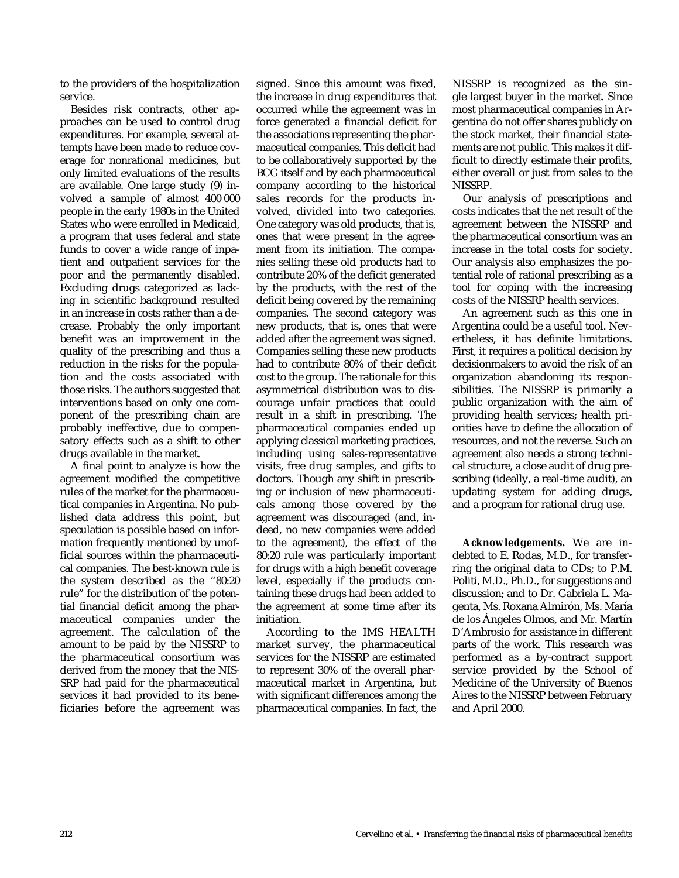to the providers of the hospitalization service.

Besides risk contracts, other approaches can be used to control drug expenditures. For example, several attempts have been made to reduce coverage for nonrational medicines, but only limited evaluations of the results are available. One large study (9) involved a sample of almost 400 000 people in the early 1980s in the United States who were enrolled in Medicaid, a program that uses federal and state funds to cover a wide range of inpatient and outpatient services for the poor and the permanently disabled. Excluding drugs categorized as lacking in scientific background resulted in an increase in costs rather than a decrease. Probably the only important benefit was an improvement in the quality of the prescribing and thus a reduction in the risks for the population and the costs associated with those risks. The authors suggested that interventions based on only one component of the prescribing chain are probably ineffective, due to compensatory effects such as a shift to other drugs available in the market.

A final point to analyze is how the agreement modified the competitive rules of the market for the pharmaceutical companies in Argentina. No published data address this point, but speculation is possible based on information frequently mentioned by unofficial sources within the pharmaceutical companies. The best-known rule is the system described as the "80:20 rule" for the distribution of the potential financial deficit among the pharmaceutical companies under the agreement. The calculation of the amount to be paid by the NISSRP to the pharmaceutical consortium was derived from the money that the NISSRP had paid for the pharmaceutical services it had provided to its beneficiaries before the agreement was signed. Since this amount was fixed, the increase in drug expenditures that occurred while the agreement was in force generated a financial deficit for the associations representing the pharmaceutical companies. This deficit had to be collaboratively supported by the BCG itself and by each pharmaceutical company according to the historical sales records for the products involved, divided into two categories. One category was old products, that is, ones that were present in the agreement from its initiation. The companies selling these old products had to contribute 20% of the deficit generated by the products, with the rest of the deficit being covered by the remaining companies. The second category was new products, that is, ones that were added after the agreement was signed. Companies selling these new products had to contribute 80% of their deficit cost to the group. The rationale for this asymmetrical distribution was to discourage unfair practices that could result in a shift in prescribing. The pharmaceutical companies ended up applying classical marketing practices, including using sales-representative visits, free drug samples, and gifts to doctors. Though any shift in prescribing or inclusion of new pharmaceuticals among those covered by the agreement was discouraged (and, indeed, no new companies were added to the agreement), the effect of the 80:20 rule was particularly important for drugs with a high benefit coverage level, especially if the products containing these drugs had been added to the agreement at some time after its initiation.

According to the IMS HEALTH market survey, the pharmaceutical services for the NISSRP are estimated to represent 30% of the overall pharmaceutical market in Argentina, but with significant differences among the pharmaceutical companies. In fact, the NISSRP is recognized as the single largest buyer in the market. Since most pharmaceutical companies in Argentina do not offer shares publicly on the stock market, their financial statements are not public. This makes it difficult to directly estimate their profits, either overall or just from sales to the NISSRP.

Our analysis of prescriptions and costs indicates that the net result of the agreement between the NISSRP and the pharmaceutical consortium was an increase in the total costs for society. Our analysis also emphasizes the potential role of rational prescribing as a tool for coping with the increasing costs of the NISSRP health services.

An agreement such as this one in Argentina could be a useful tool. Nevertheless, it has definite limitations. First, it requires a political decision by decisionmakers to avoid the risk of an organization abandoning its responsibilities. The NISSRP is primarily a public organization with the aim of providing health services; health priorities have to define the allocation of resources, and not the reverse. Such an agreement also needs a strong technical structure, a close audit of drug prescribing (ideally, a real-time audit), an updating system for adding drugs, and a program for rational drug use.

**Acknowledgements.** We are indebted to E. Rodas, M.D., for transferring the original data to CDs; to P.M. Politi, M.D., Ph.D., for suggestions and discussion; and to Dr. Gabriela L. Magenta, Ms. Roxana Almirón, Ms. María de los Ángeles Olmos, and Mr. Martín D'Ambrosio for assistance in different parts of the work. This research was performed as a by-contract support service provided by the School of Medicine of the University of Buenos Aires to the NISSRP between February and April 2000.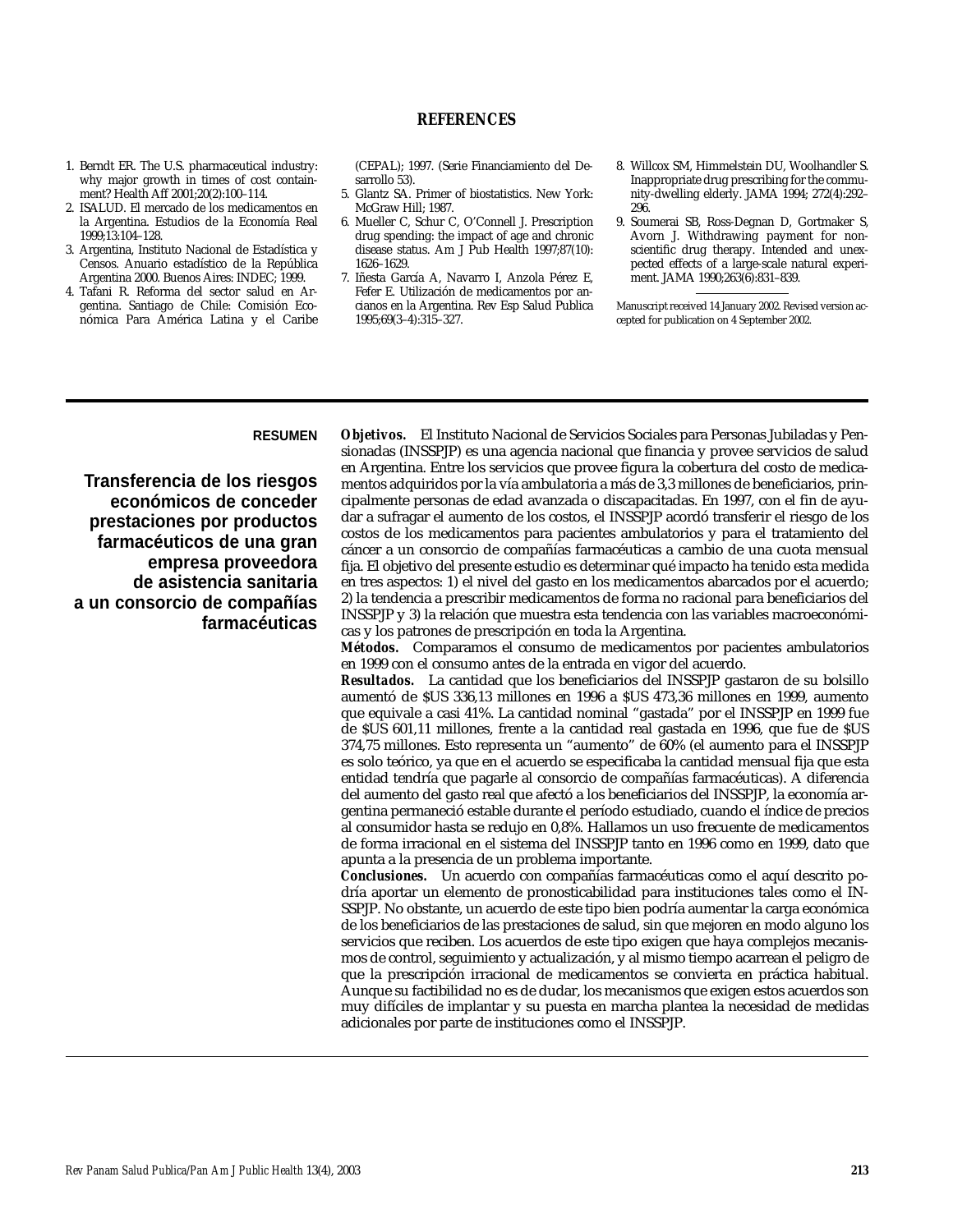## REFERENCES

1. Berndt ER. The U.S. pharmaceutical industry: why major growth in times of cost containment? Health Aff 2001;20(2):100–114.
2. ISALUD. El mercado de los medicamentos en la Argentina. Estudios de la Economía Real 1999;13:104–128.
3. Argentina, Instituto Nacional de Estadística y Censos. Anuario estadístico de la República Argentina 2000. Buenos Aires: INDEC; 1999.
4. Tafani R. Reforma del sector salud en Argentina. Santiago de Chile: Comisión Económica Para América Latina y el Caribe (CEPAL); 1997. (Serie Financiamiento del Desarrollo 53).
5. Glantz SA. Primer of biostatistics. New York: McGraw Hill; 1987.
6. Mueller C, Schur C, O'Connell J. Prescription drug spending: the impact of age and chronic disease status. Am J Pub Health 1997;87(10): 1626–1629.
7. Iñesta García A, Navarro I, Anzola Pérez E, Fefer E. Utilización de medicamentos por ancianos en la Argentina. Rev Esp Salud Publica 1995;69(3–4):315–327.
8. Willcox SM, Himmelstein DU, Woolhandler S. Inappropriate drug prescribing for the community-dwelling elderly. JAMA 1994; 272(4):292–296.
9. Soumerai SB, Ross-Degnan D, Gortmaker S, Avorn J. Withdrawing payment for non-scientific drug therapy. Intended and unexpected effects of a large-scale natural experiment. JAMA 1990;263(6):831–839.

Manuscript received 14 January 2002. Revised version accepted for publication on 4 September 2002.

---

**RESUMEN**

## Transferencia de los riesgos económicos de conceder prestaciones por productos farmacéuticos de una gran empresa proveedora de asistencia sanitaria a un consorcio de compañías farmacéuticas

***Objetivos.*** El Instituto Nacional de Servicios Sociales para Personas Jubiladas y Pensionadas (INSSPJP) es una agencia nacional que financia y provee servicios de salud en Argentina. Entre los servicios que provee figura la cobertura del costo de medicamentos adquiridos por la vía ambulatoria a más de 3,3 millones de beneficiarios, principalmente personas de edad avanzada o discapacitadas. En 1997, con el fin de ayudar a sufragar el aumento de los costos, el INSSPJP acordó transferir el riesgo de los costos de los medicamentos para pacientes ambulatorios y para el tratamiento del cáncer a un consorcio de compañías farmacéuticas a cambio de una cuota mensual fija. El objetivo del presente estudio es determinar qué impacto ha tenido esta medida en tres aspectos: 1) el nivel del gasto en los medicamentos abarcados por el acuerdo; 2) la tendencia a prescribir medicamentos de forma no racional para beneficiarios del INSSPJP y 3) la relación que muestra esta tendencia con las variables macroeconómicas y los patrones de prescripción en toda la Argentina.

***Métodos.*** Comparamos el consumo de medicamentos por pacientes ambulatorios en 1999 con el consumo antes de la entrada en vigor del acuerdo.

***Resultados.*** La cantidad que los beneficiarios del INSSPJP gastaron de su bolsillo aumentó de $US 336,13 millones en 1996 a $US 473,36 millones en 1999, aumento que equivale a casi 41%. La cantidad nominal "gastada" por el INSSPJP en 1999 fue de $US 601,11 millones, frente a la cantidad real gastada en 1996, que fue de $US 374,75 millones. Esto representa un "aumento" de 60% (el aumento para el INSSPJP es solo teórico, ya que en el acuerdo se especificaba la cantidad mensual fija que esta entidad tendría que pagarle al consorcio de compañías farmacéuticas). A diferencia del aumento del gasto real que afectó a los beneficiarios del INSSPJP, la economía argentina permaneció estable durante el período estudiado, cuando el índice de precios al consumidor hasta se redujo en 0,8%. Hallamos un uso frecuente de medicamentos de forma irracional en el sistema del INSSPJP tanto en 1996 como en 1999, dato que apunta a la presencia de un problema importante.

***Conclusiones.*** Un acuerdo con compañías farmacéuticas como el aquí descrito podría aportar un elemento de pronosticabilidad para instituciones tales como el INSSPJP. No obstante, un acuerdo de este tipo bien podría aumentar la carga económica de los beneficiarios de las prestaciones de salud, sin que mejoren en modo alguno los servicios que reciben. Los acuerdos de este tipo exigen que haya complejos mecanismos de control, seguimiento y actualización, y al mismo tiempo acarrean el peligro de que la prescripción irracional de medicamentos se convierta en práctica habitual. Aunque su factibilidad no es de dudar, los mecanismos que exigen estos acuerdos son muy difíciles de implantar y su puesta en marcha plantea la necesidad de medidas adicionales por parte de instituciones como el INSSPJP.